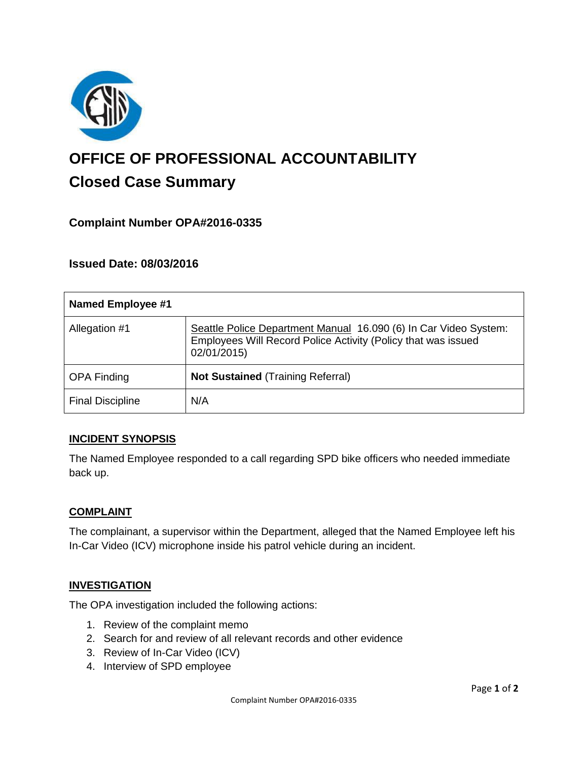# OFFICE OF PROFESSIONAL ACCOUNTABILITY

## Closed Case Summary

### Complaint Number OPA#2016-0335

### Issued Date: 08/03/2016

| Named Employee #1 | |
|---|---|
| Allegation #1 | Seattle Police Department Manual 16.090 (6) In Car Video System: Employees Will Record Police Activity (Policy that was issued 02/01/2015) |
| OPA Finding | **Not Sustained** (Training Referral) |
| Final Discipline | N/A |

**INCIDENT SYNOPSIS**

The Named Employee responded to a call regarding SPD bike officers who needed immediate back up.

**COMPLAINT**

The complainant, a supervisor within the Department, alleged that the Named Employee left his In-Car Video (ICV) microphone inside his patrol vehicle during an incident.

**INVESTIGATION**

The OPA investigation included the following actions:

1. Review of the complaint memo
2. Search for and review of all relevant records and other evidence
3. Review of In-Car Video (ICV)
4. Interview of SPD employee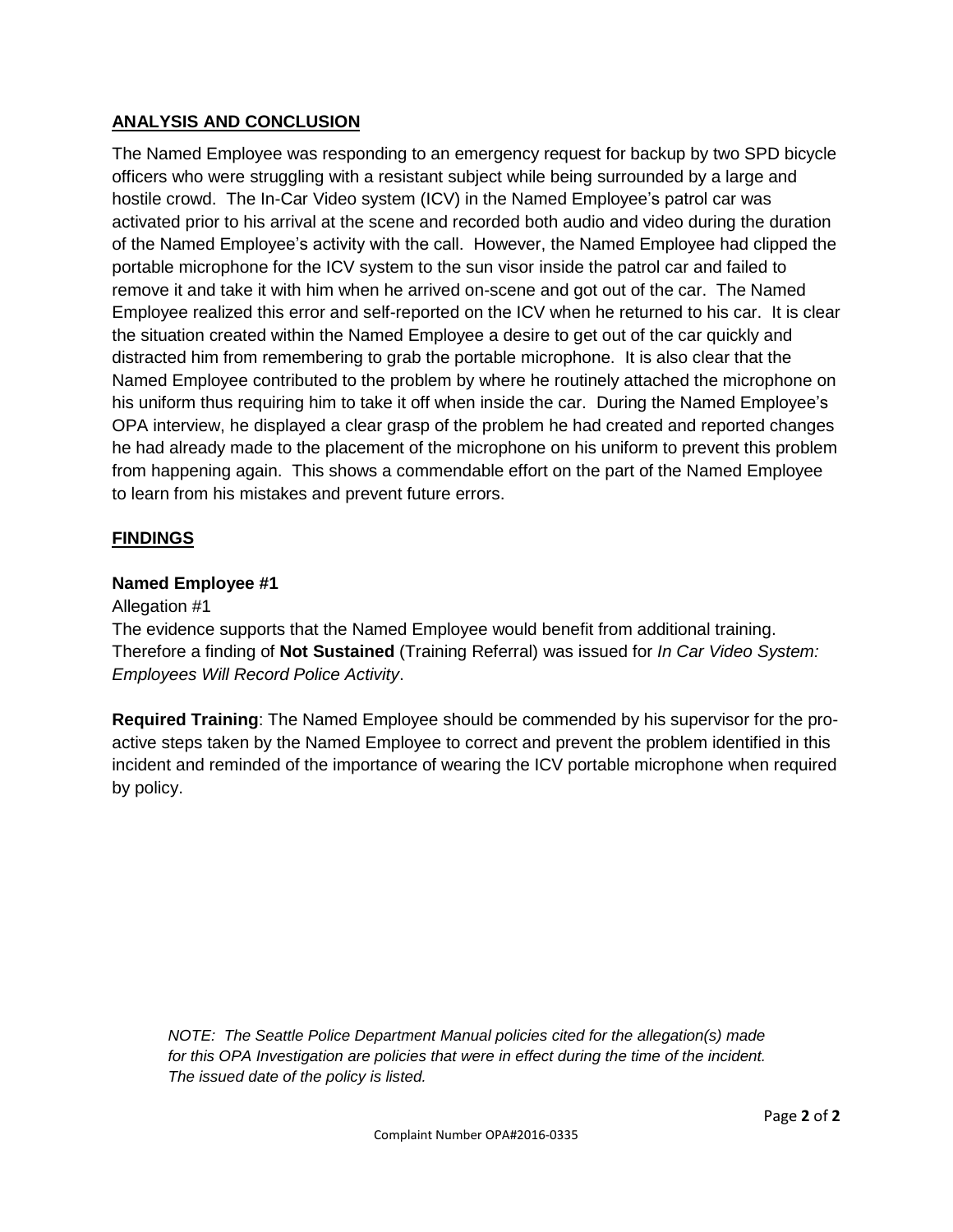## ANALYSIS AND CONCLUSION

The Named Employee was responding to an emergency request for backup by two SPD bicycle officers who were struggling with a resistant subject while being surrounded by a large and hostile crowd. The In-Car Video system (ICV) in the Named Employee's patrol car was activated prior to his arrival at the scene and recorded both audio and video during the duration of the Named Employee's activity with the call. However, the Named Employee had clipped the portable microphone for the ICV system to the sun visor inside the patrol car and failed to remove it and take it with him when he arrived on-scene and got out of the car. The Named Employee realized this error and self-reported on the ICV when he returned to his car. It is clear the situation created within the Named Employee a desire to get out of the car quickly and distracted him from remembering to grab the portable microphone. It is also clear that the Named Employee contributed to the problem by where he routinely attached the microphone on his uniform thus requiring him to take it off when inside the car. During the Named Employee's OPA interview, he displayed a clear grasp of the problem he had created and reported changes he had already made to the placement of the microphone on his uniform to prevent this problem from happening again. This shows a commendable effort on the part of the Named Employee to learn from his mistakes and prevent future errors.

## FINDINGS

**Named Employee #1**

Allegation #1

The evidence supports that the Named Employee would benefit from additional training. Therefore a finding of **Not Sustained** (Training Referral) was issued for *In Car Video System: Employees Will Record Police Activity*.

**Required Training**: The Named Employee should be commended by his supervisor for the pro-active steps taken by the Named Employee to correct and prevent the problem identified in this incident and reminded of the importance of wearing the ICV portable microphone when required by policy.

*NOTE: The Seattle Police Department Manual policies cited for the allegation(s) made for this OPA Investigation are policies that were in effect during the time of the incident. The issued date of the policy is listed.*

Complaint Number OPA#2016-0335